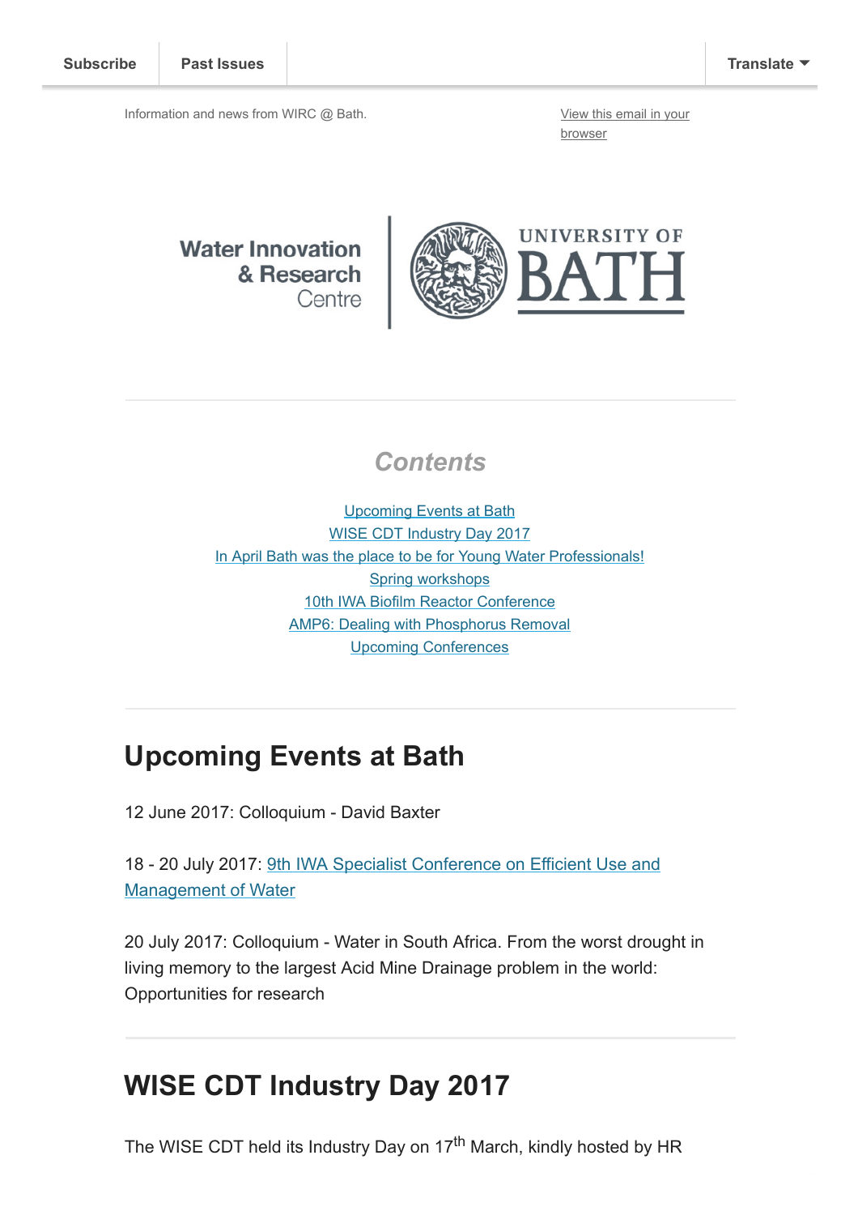Subscribe | Past Issues | Translate

Information and news from WIRC @ Bath.

View this email in your browser

Water Innovation & Research Centre | UNIVERSITY OF BATH

## *Contents*

Upcoming Events at Bath
WISE CDT Industry Day 2017
In April Bath was the place to be for Young Water Professionals!
Spring workshops
10th IWA Biofilm Reactor Conference
AMP6: Dealing with Phosphorus Removal
Upcoming Conferences

# Upcoming Events at Bath

12 June 2017: Colloquium - David Baxter

18 - 20 July 2017: 9th IWA Specialist Conference on Efficient Use and Management of Water

20 July 2017: Colloquium - Water in South Africa. From the worst drought in living memory to the largest Acid Mine Drainage problem in the world: Opportunities for research

# WISE CDT Industry Day 2017

The WISE CDT held its Industry Day on 17th March, kindly hosted by HR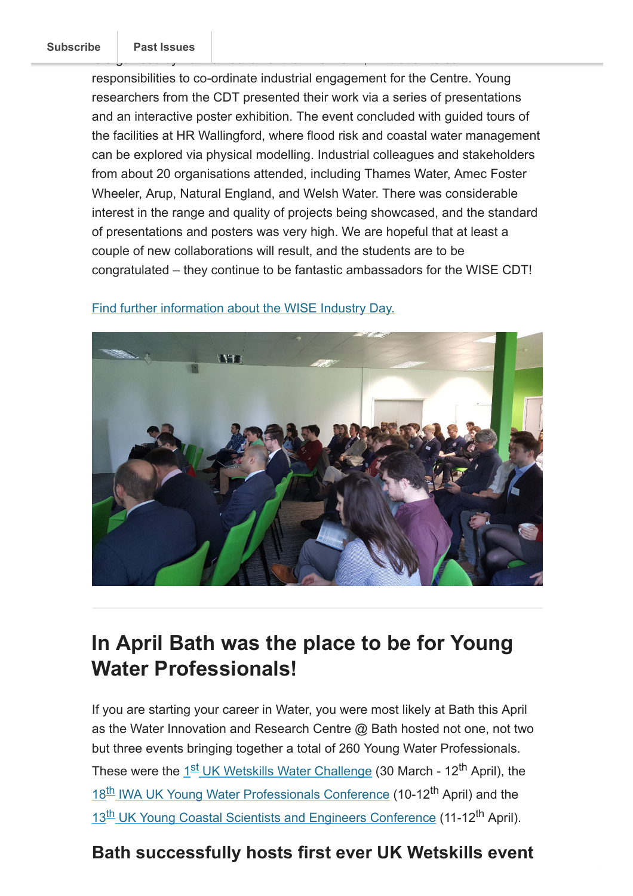responsibilities to co-ordinate industrial engagement for the Centre. Young researchers from the CDT presented their work via a series of presentations and an interactive poster exhibition. The event concluded with guided tours of the facilities at HR Wallingford, where flood risk and coastal water management can be explored via physical modelling. Industrial colleagues and stakeholders from about 20 organisations attended, including Thames Water, Amec Foster Wheeler, Arup, Natural England, and Welsh Water. There was considerable interest in the range and quality of projects being showcased, and the standard of presentations and posters was very high. We are hopeful that at least a couple of new collaborations will result, and the students are to be congratulated – they continue to be fantastic ambassadors for the WISE CDT!

Find further information about the WISE Industry Day.

## In April Bath was the place to be for Young Water Professionals!

If you are starting your career in Water, you were most likely at Bath this April as the Water Innovation and Research Centre @ Bath hosted not one, not two but three events bringing together a total of 260 Young Water Professionals. These were the 1st UK Wetskills Water Challenge (30 March - 12th April), the 18th IWA UK Young Water Professionals Conference (10-12th April) and the 13th UK Young Coastal Scientists and Engineers Conference (11-12th April).

### Bath successfully hosts first ever UK Wetskills event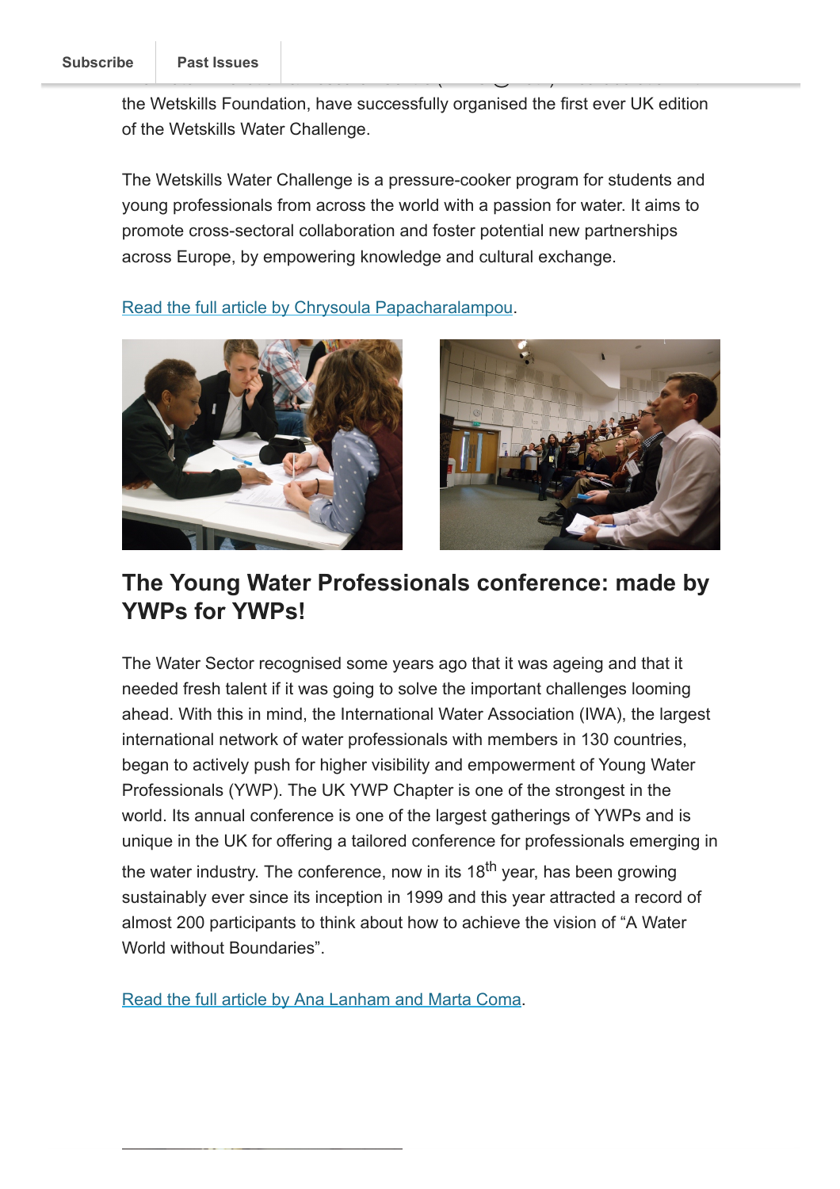the Wetskills Foundation, have successfully organised the first ever UK edition of the Wetskills Water Challenge.

The Wetskills Water Challenge is a pressure-cooker program for students and young professionals from across the world with a passion for water. It aims to promote cross-sectoral collaboration and foster potential new partnerships across Europe, by empowering knowledge and cultural exchange.

[Read the full article by Chrysoula Papacharalampou](#).

## The Young Water Professionals conference: made by YWPs for YWPs!

The Water Sector recognised some years ago that it was ageing and that it needed fresh talent if it was going to solve the important challenges looming ahead. With this in mind, the International Water Association (IWA), the largest international network of water professionals with members in 130 countries, began to actively push for higher visibility and empowerment of Young Water Professionals (YWP). The UK YWP Chapter is one of the strongest in the world. Its annual conference is one of the largest gatherings of YWPs and is unique in the UK for offering a tailored conference for professionals emerging in the water industry. The conference, now in its 18th year, has been growing sustainably ever since its inception in 1999 and this year attracted a record of almost 200 participants to think about how to achieve the vision of "A Water World without Boundaries".

[Read the full article by Ana Lanham and Marta Coma](#).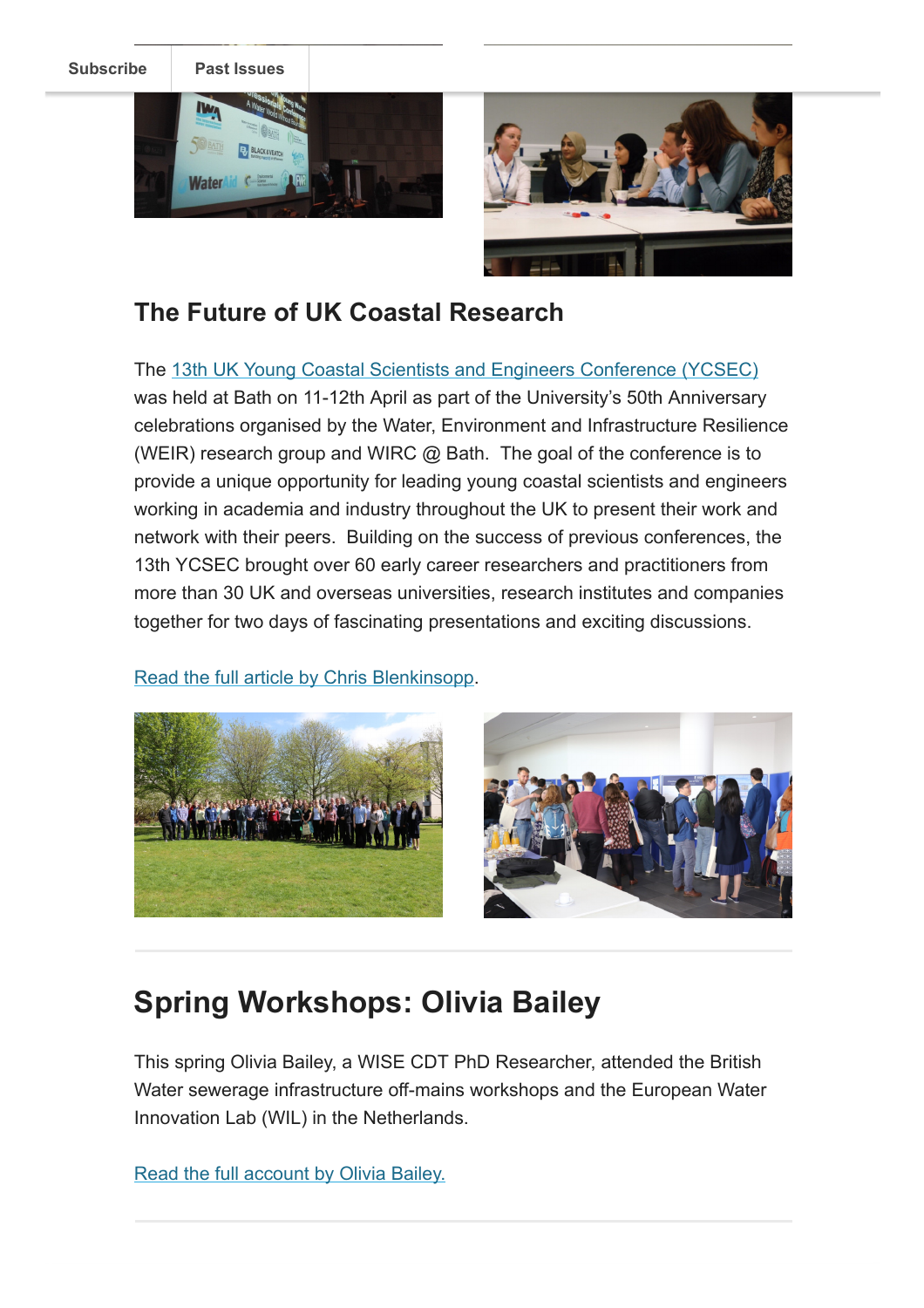## The Future of UK Coastal Research

The 13th UK Young Coastal Scientists and Engineers Conference (YCSEC) was held at Bath on 11-12th April as part of the University's 50th Anniversary celebrations organised by the Water, Environment and Infrastructure Resilience (WEIR) research group and WIRC @ Bath. The goal of the conference is to provide a unique opportunity for leading young coastal scientists and engineers working in academia and industry throughout the UK to present their work and network with their peers. Building on the success of previous conferences, the 13th YCSEC brought over 60 early career researchers and practitioners from more than 30 UK and overseas universities, research institutes and companies together for two days of fascinating presentations and exciting discussions.

Read the full article by Chris Blenkinsopp.

---

## Spring Workshops: Olivia Bailey

This spring Olivia Bailey, a WISE CDT PhD Researcher, attended the British Water sewerage infrastructure off-mains workshops and the European Water Innovation Lab (WIL) in the Netherlands.

Read the full account by Olivia Bailey.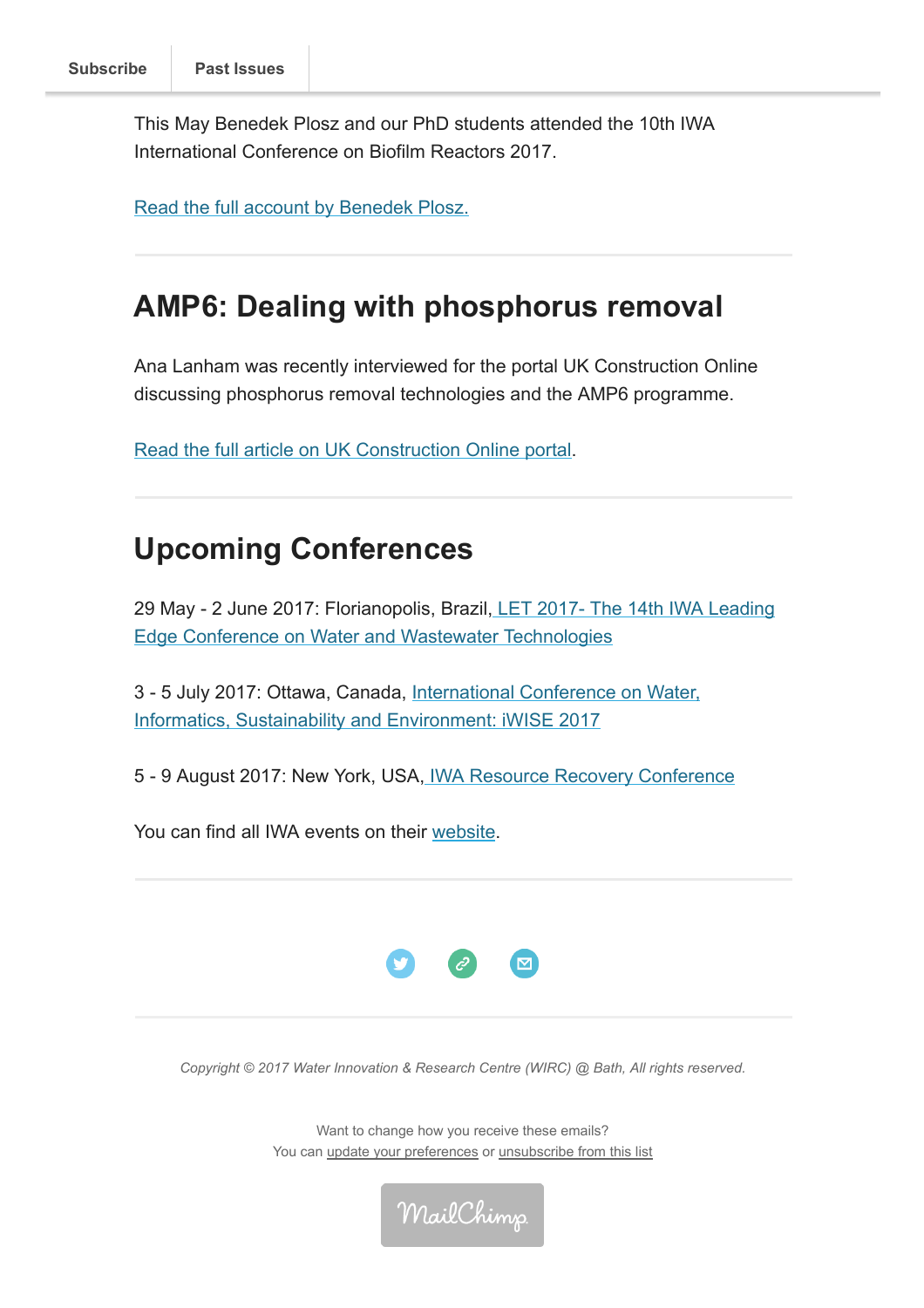Subscribe | Past Issues

This May Benedek Plosz and our PhD students attended the 10th IWA International Conference on Biofilm Reactors 2017.

Read the full account by Benedek Plosz.

---

## AMP6: Dealing with phosphorus removal

Ana Lanham was recently interviewed for the portal UK Construction Online discussing phosphorus removal technologies and the AMP6 programme.

Read the full article on UK Construction Online portal.

---

## Upcoming Conferences

29 May - 2 June 2017: Florianopolis, Brazil, LET 2017- The 14th IWA Leading Edge Conference on Water and Wastewater Technologies

3 - 5 July 2017: Ottawa, Canada, International Conference on Water, Informatics, Sustainability and Environment: iWISE 2017

5 - 9 August 2017: New York, USA, IWA Resource Recovery Conference

You can find all IWA events on their website.

---

*Copyright © 2017 Water Innovation & Research Centre (WIRC) @ Bath, All rights reserved.*

Want to change how you receive these emails?
You can update your preferences or unsubscribe from this list

MailChimp